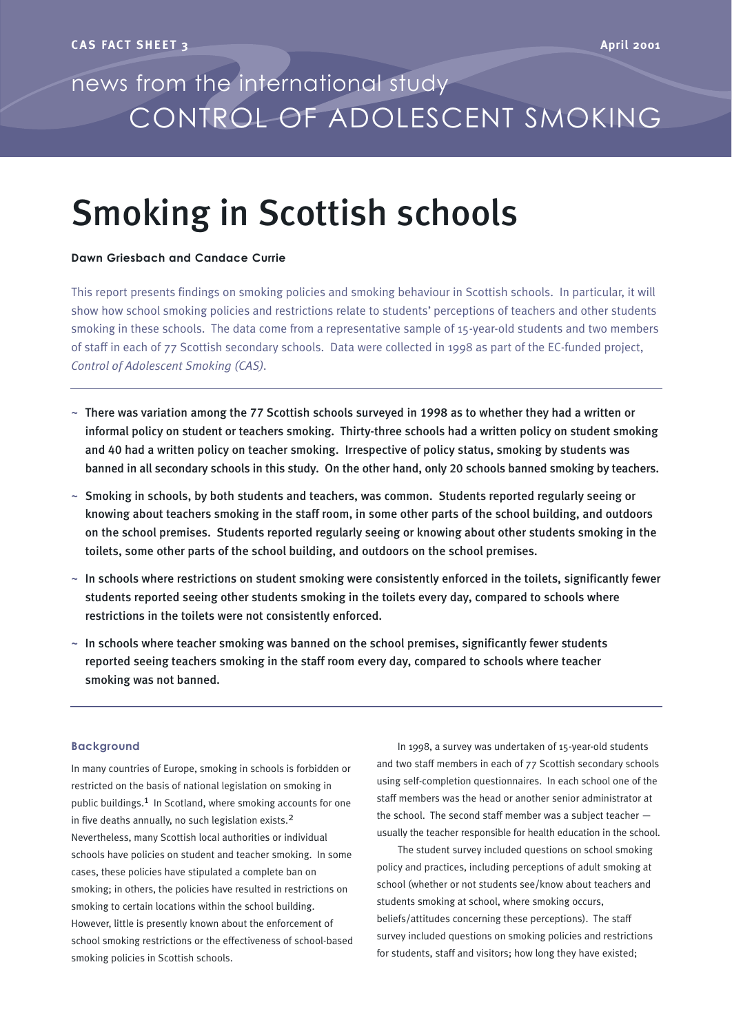CAS FACT SHEET 3

April 2001

news from the international study

CONTROL OF ADOLESCENT SMOKING

# Smoking in Scottish schools

**Dawn Griesbach and Candace Currie**

This report presents findings on smoking policies and smoking behaviour in Scottish schools. In particular, it will show how school smoking policies and restrictions relate to students' perceptions of teachers and other students smoking in these schools. The data come from a representative sample of 15-year-old students and two members of staff in each of 77 Scottish secondary schools. Data were collected in 1998 as part of the EC-funded project, *Control of Adolescent Smoking (CAS)*.

- **There was variation among the 77 Scottish schools surveyed in 1998 as to whether they had a written or informal policy on student or teachers smoking. Thirty-three schools had a written policy on student smoking and 40 had a written policy on teacher smoking. Irrespective of policy status, smoking by students was banned in all secondary schools in this study. On the other hand, only 20 schools banned smoking by teachers.**
- **Smoking in schools, by both students and teachers, was common. Students reported regularly seeing or knowing about teachers smoking in the staff room, in some other parts of the school building, and outdoors on the school premises. Students reported regularly seeing or knowing about other students smoking in the toilets, some other parts of the school building, and outdoors on the school premises.**
- **In schools where restrictions on student smoking were consistently enforced in the toilets, significantly fewer students reported seeing other students smoking in the toilets every day, compared to schools where restrictions in the toilets were not consistently enforced.**
- **In schools where teacher smoking was banned on the school premises, significantly fewer students reported seeing teachers smoking in the staff room every day, compared to schools where teacher smoking was not banned.**

### Background

In many countries of Europe, smoking in schools is forbidden or restricted on the basis of national legislation on smoking in public buildings.[1] In Scotland, where smoking accounts for one in five deaths annually, no such legislation exists.[2] Nevertheless, many Scottish local authorities or individual schools have policies on student and teacher smoking. In some cases, these policies have stipulated a complete ban on smoking; in others, the policies have resulted in restrictions on smoking to certain locations within the school building. However, little is presently known about the enforcement of school smoking restrictions or the effectiveness of school-based smoking policies in Scottish schools.

In 1998, a survey was undertaken of 15-year-old students and two staff members in each of 77 Scottish secondary schools using self-completion questionnaires. In each school one of the staff members was the head or another senior administrator at the school. The second staff member was a subject teacher — usually the teacher responsible for health education in the school.

The student survey included questions on school smoking policy and practices, including perceptions of adult smoking at school (whether or not students see/know about teachers and students smoking at school, where smoking occurs, beliefs/attitudes concerning these perceptions). The staff survey included questions on smoking policies and restrictions for students, staff and visitors; how long they have existed;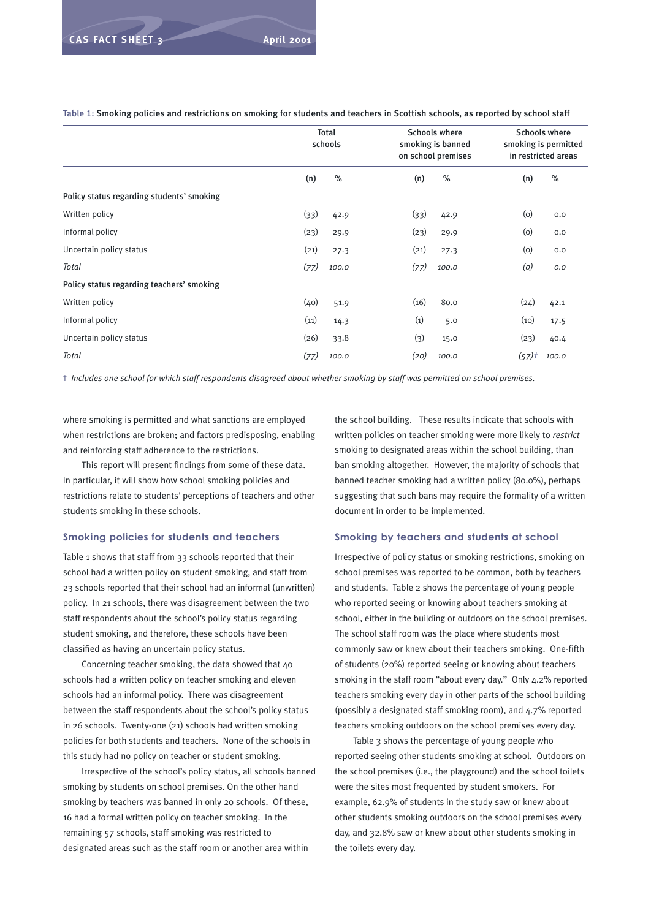Table 1: Smoking policies and restrictions on smoking for students and teachers in Scottish schools, as reported by school staff

| | Total schools | | Schools where smoking is banned on school premises | | Schools where smoking is permitted in restricted areas | |
|---|---|---|---|---|---|---|
| | (n) | % | (n) | % | (n) | % |
| **Policy status regarding students' smoking** | | | | | | |
| Written policy | (33) | 42.9 | (33) | 42.9 | (0) | 0.0 |
| Informal policy | (23) | 29.9 | (23) | 29.9 | (0) | 0.0 |
| Uncertain policy status | (21) | 27.3 | (21) | 27.3 | (0) | 0.0 |
| *Total* | *(77)* | *100.0* | *(77)* | *100.0* | *(0)* | *0.0* |
| **Policy status regarding teachers' smoking** | | | | | | |
| Written policy | (40) | 51.9 | (16) | 80.0 | (24) | 42.1 |
| Informal policy | (11) | 14.3 | (1) | 5.0 | (10) | 17.5 |
| Uncertain policy status | (26) | 33.8 | (3) | 15.0 | (23) | 40.4 |
| *Total* | *(77)* | *100.0* | *(20)* | *100.0* | *(57)†* | *100.0* |

† *Includes one school for which staff respondents disagreed about whether smoking by staff was permitted on school premises.*

where smoking is permitted and what sanctions are employed when restrictions are broken; and factors predisposing, enabling and reinforcing staff adherence to the restrictions.

This report will present findings from some of these data. In particular, it will show how school smoking policies and restrictions relate to students' perceptions of teachers and other students smoking in these schools.

## Smoking policies for students and teachers

Table 1 shows that staff from 33 schools reported that their school had a written policy on student smoking, and staff from 23 schools reported that their school had an informal (unwritten) policy. In 21 schools, there was disagreement between the two staff respondents about the school's policy status regarding student smoking, and therefore, these schools have been classified as having an uncertain policy status.

Concerning teacher smoking, the data showed that 40 schools had a written policy on teacher smoking and eleven schools had an informal policy. There was disagreement between the staff respondents about the school's policy status in 26 schools. Twenty-one (21) schools had written smoking policies for both students and teachers. None of the schools in this study had no policy on teacher or student smoking.

Irrespective of the school's policy status, all schools banned smoking by students on school premises. On the other hand smoking by teachers was banned in only 20 schools. Of these, 16 had a formal written policy on teacher smoking. In the remaining 57 schools, staff smoking was restricted to designated areas such as the staff room or another area within the school building. These results indicate that schools with written policies on teacher smoking were more likely to *restrict* smoking to designated areas within the school building, than ban smoking altogether. However, the majority of schools that banned teacher smoking had a written policy (80.0%), perhaps suggesting that such bans may require the formality of a written document in order to be implemented.

## Smoking by teachers and students at school

Irrespective of policy status or smoking restrictions, smoking on school premises was reported to be common, both by teachers and students. Table 2 shows the percentage of young people who reported seeing or knowing about teachers smoking at school, either in the building or outdoors on the school premises. The school staff room was the place where students most commonly saw or knew about their teachers smoking. One-fifth of students (20%) reported seeing or knowing about teachers smoking in the staff room "about every day." Only 4.2% reported teachers smoking every day in other parts of the school building (possibly a designated staff smoking room), and 4.7% reported teachers smoking outdoors on the school premises every day.

Table 3 shows the percentage of young people who reported seeing other students smoking at school. Outdoors on the school premises (i.e., the playground) and the school toilets were the sites most frequented by student smokers. For example, 62.9% of students in the study saw or knew about other students smoking outdoors on the school premises every day, and 32.8% saw or knew about other students smoking in the toilets every day.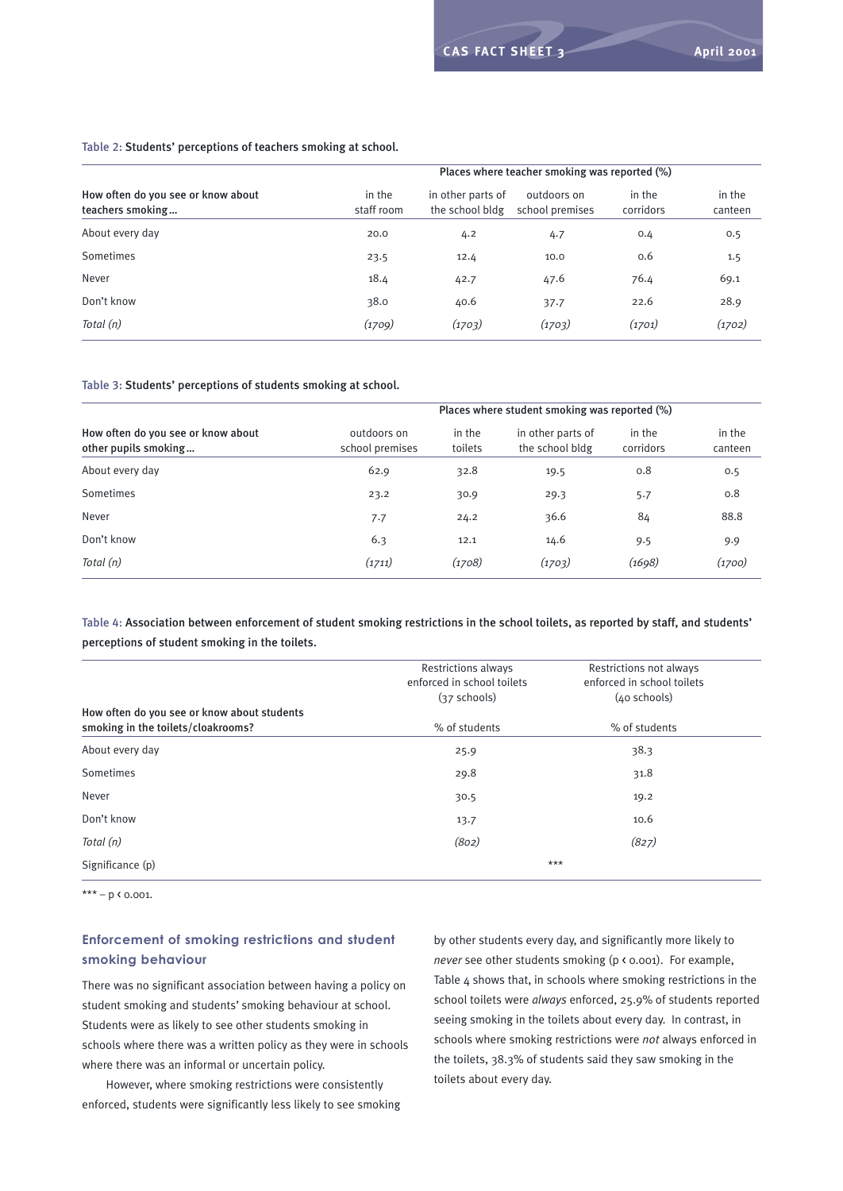Table 2: Students' perceptions of teachers smoking at school.

| How often do you see or know about teachers smoking… | Places where teacher smoking was reported (%) in the staff room | in other parts of the school bldg | outdoors on school premises | in the corridors | in the canteen |
|---|---|---|---|---|---|
| About every day | 20.0 | 4.2 | 4.7 | 0.4 | 0.5 |
| Sometimes | 23.5 | 12.4 | 10.0 | 0.6 | 1.5 |
| Never | 18.4 | 42.7 | 47.6 | 76.4 | 69.1 |
| Don't know | 38.0 | 40.6 | 37.7 | 22.6 | 28.9 |
| *Total (n)* | *(1709)* | *(1703)* | *(1703)* | *(1701)* | *(1702)* |

Table 3: Students' perceptions of students smoking at school.

| How often do you see or know about other pupils smoking… | Places where student smoking was reported (%) outdoors on school premises | in the toilets | in other parts of the school bldg | in the corridors | in the canteen |
|---|---|---|---|---|---|
| About every day | 62.9 | 32.8 | 19.5 | 0.8 | 0.5 |
| Sometimes | 23.2 | 30.9 | 29.3 | 5.7 | 0.8 |
| Never | 7.7 | 24.2 | 36.6 | 84 | 88.8 |
| Don't know | 6.3 | 12.1 | 14.6 | 9.5 | 9.9 |
| *Total (n)* | *(1711)* | *(1708)* | *(1703)* | *(1698)* | *(1700)* |

Table 4: Association between enforcement of student smoking restrictions in the school toilets, as reported by staff, and students' perceptions of student smoking in the toilets.

| How often do you see or know about students smoking in the toilets/cloakrooms? | Restrictions always enforced in school toilets (37 schools) % of students | Restrictions not always enforced in school toilets (40 schools) % of students |
|---|---|---|
| About every day | 25.9 | 38.3 |
| Sometimes | 29.8 | 31.8 |
| Never | 30.5 | 19.2 |
| Don't know | 13.7 | 10.6 |
| *Total (n)* | *(802)* | *(827)* |
| Significance (p) | *** | |

*** – $p < 0.001$.

### Enforcement of smoking restrictions and student smoking behaviour

There was no significant association between having a policy on student smoking and students' smoking behaviour at school. Students were as likely to see other students smoking in schools where there was a written policy as they were in schools where there was an informal or uncertain policy.

However, where smoking restrictions were consistently enforced, students were significantly less likely to see smoking by other students every day, and significantly more likely to *never* see other students smoking ($p < 0.001$). For example, Table 4 shows that, in schools where smoking restrictions in the school toilets were *always* enforced, 25.9% of students reported seeing smoking in the toilets about every day. In contrast, in schools where smoking restrictions were *not* always enforced in the toilets, 38.3% of students said they saw smoking in the toilets about every day.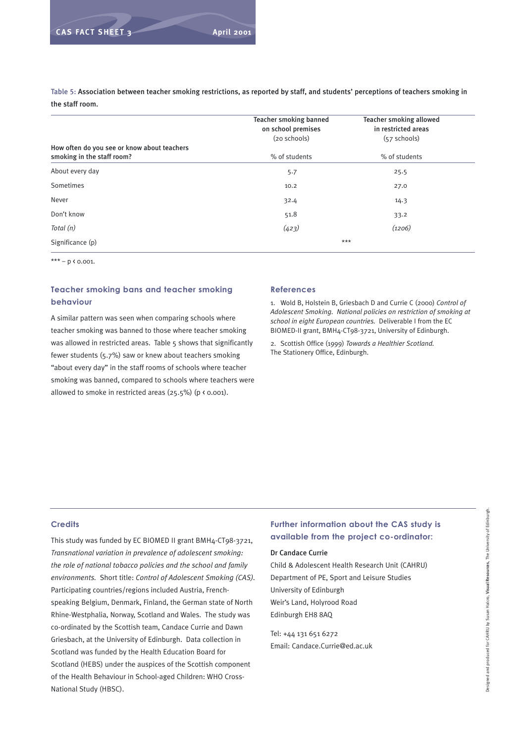Table 5: Association between teacher smoking restrictions, as reported by staff, and students' perceptions of teachers smoking in the staff room.

| How often do you see or know about teachers smoking in the staff room? | Teacher smoking banned on school premises (20 schools) % of students | Teacher smoking allowed in restricted areas (57 schools) % of students |
|---|---|---|
| About every day | 5.7 | 25.5 |
| Sometimes | 10.2 | 27.0 |
| Never | 32.4 | 14.3 |
| Don't know | 51.8 | 33.2 |
| *Total (n)* | *(423)* | *(1206)* |
| Significance (p) | *** | |

*** – $p < 0.001$.

### Teacher smoking bans and teacher smoking behaviour

A similar pattern was seen when comparing schools where teacher smoking was banned to those where teacher smoking was allowed in restricted areas. Table 5 shows that significantly fewer students (5.7%) saw or knew about teachers smoking "about every day" in the staff rooms of schools where teacher smoking was banned, compared to schools where teachers were allowed to smoke in restricted areas (25.5%) ($p < 0.001$).

### References

1. Wold B, Holstein B, Griesbach D and Currie C (2000) *Control of Adolescent Smoking. National policies on restriction of smoking at school in eight European countries.* Deliverable I from the EC BIOMED-II grant, BMH4-CT98-3721, University of Edinburgh.

2. Scottish Office (1999) *Towards a Healthier Scotland.* The Stationery Office, Edinburgh.

### Credits

This study was funded by EC BIOMED II grant BMH4-CT98-3721, *Transnational variation in prevalence of adolescent smoking: the role of national tobacco policies and the school and family environments.* Short title: *Control of Adolescent Smoking (CAS).* Participating countries/regions included Austria, French-speaking Belgium, Denmark, Finland, the German state of North Rhine-Westphalia, Norway, Scotland and Wales. The study was co-ordinated by the Scottish team, Candace Currie and Dawn Griesbach, at the University of Edinburgh. Data collection in Scotland was funded by the Health Education Board for Scotland (HEBS) under the auspices of the Scottish component of the Health Behaviour in School-aged Children: WHO Cross-National Study (HBSC).

### Further information about the CAS study is available from the project co-ordinator:

**Dr Candace Currie**
Child & Adolescent Health Research Unit (CAHRU)
Department of PE, Sport and Leisure Studies
University of Edinburgh
Weir's Land, Holyrood Road
Edinburgh EH8 8AQ

Tel: +44 131 651 6272
Email: Candace.Currie@ed.ac.uk

Designed and produced for CAHRU by Susan Halcro, **Visual Resources**, The University of Edinburgh.